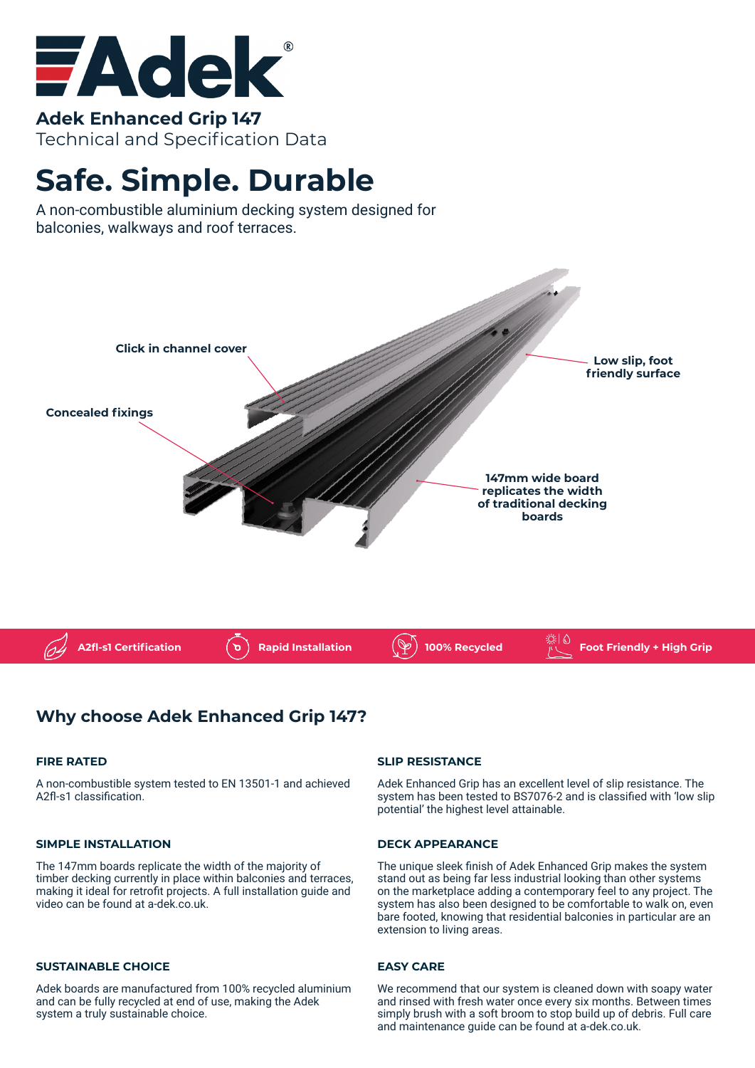# Adek®

**Adek Enhanced Grip 147**
Technical and Specification Data

# Safe. Simple. Durable

A non-combustible aluminium decking system designed for balconies, walkways and roof terraces.

Click in channel cover

Concealed fixings

Low slip, foot friendly surface

147mm wide board replicates the width of traditional decking boards

**A2fl-s1 Certification** | **Rapid Installation** | **100% Recycled** | **Foot Friendly + High Grip**

## Why choose Adek Enhanced Grip 147?

### FIRE RATED

A non-combustible system tested to EN 13501-1 and achieved A2fl-s1 classification.

### SIMPLE INSTALLATION

The 147mm boards replicate the width of the majority of timber decking currently in place within balconies and terraces, making it ideal for retrofit projects. A full installation guide and video can be found at a-dek.co.uk.

### SUSTAINABLE CHOICE

Adek boards are manufactured from 100% recycled aluminium and can be fully recycled at end of use, making the Adek system a truly sustainable choice.

### SLIP RESISTANCE

Adek Enhanced Grip has an excellent level of slip resistance. The system has been tested to BS7076-2 and is classified with 'low slip potential' the highest level attainable.

### DECK APPEARANCE

The unique sleek finish of Adek Enhanced Grip makes the system stand out as being far less industrial looking than other systems on the marketplace adding a contemporary feel to any project. The system has also been designed to be comfortable to walk on, even bare footed, knowing that residential balconies in particular are an extension to living areas.

### EASY CARE

We recommend that our system is cleaned down with soapy water and rinsed with fresh water once every six months. Between times simply brush with a soft broom to stop build up of debris. Full care and maintenance guide can be found at a-dek.co.uk.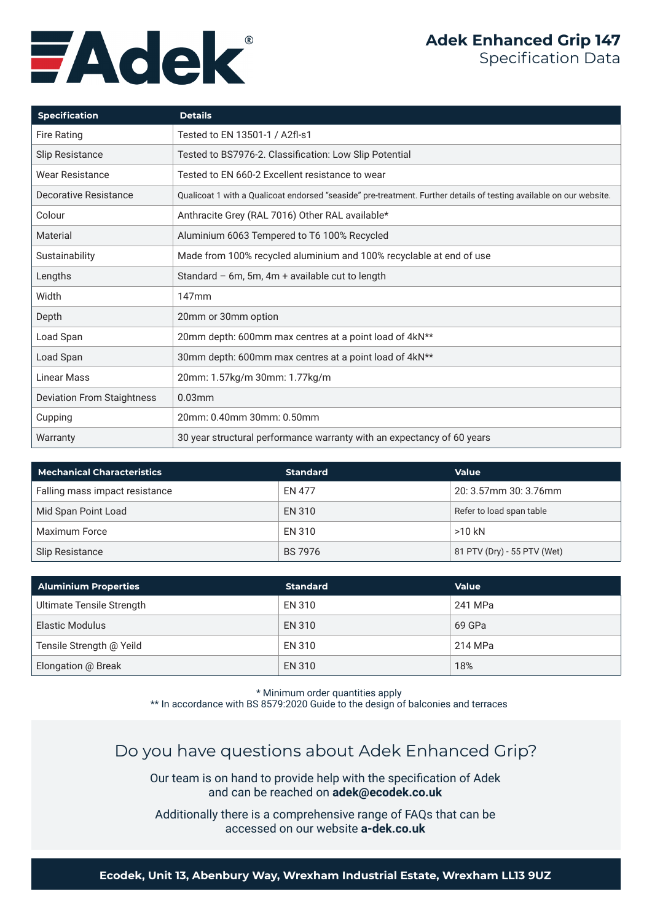# Adek Enhanced Grip 147

Specification Data

| Specification | Details |
| --- | --- |
| Fire Rating | Tested to EN 13501-1 / A2fl-s1 |
| Slip Resistance | Tested to BS7976-2. Classification: Low Slip Potential |
| Wear Resistance | Tested to EN 660-2 Excellent resistance to wear |
| Decorative Resistance | Qualicoat 1 with a Qualicoat endorsed "seaside" pre-treatment. Further details of testing available on our website. |
| Colour | Anthracite Grey (RAL 7016) Other RAL available* |
| Material | Aluminium 6063 Tempered to T6 100% Recycled |
| Sustainability | Made from 100% recycled aluminium and 100% recyclable at end of use |
| Lengths | Standard – 6m, 5m, 4m + available cut to length |
| Width | 147mm |
| Depth | 20mm or 30mm option |
| Load Span | 20mm depth: 600mm max centres at a point load of 4kN** |
| Load Span | 30mm depth: 600mm max centres at a point load of 4kN** |
| Linear Mass | 20mm: 1.57kg/m 30mm: 1.77kg/m |
| Deviation From Staightness | 0.03mm |
| Cupping | 20mm: 0.40mm 30mm: 0.50mm |
| Warranty | 30 year structural performance warranty with an expectancy of 60 years |

| Mechanical Characteristics | Standard | Value |
| --- | --- | --- |
| Falling mass impact resistance | EN 477 | 20: 3.57mm 30: 3.76mm |
| Mid Span Point Load | EN 310 | Refer to load span table |
| Maximum Force | EN 310 | >10 kN |
| Slip Resistance | BS 7976 | 81 PTV (Dry) - 55 PTV (Wet) |

| Aluminium Properties | Standard | Value |
| --- | --- | --- |
| Ultimate Tensile Strength | EN 310 | 241 MPa |
| Elastic Modulus | EN 310 | 69 GPa |
| Tensile Strength @ Yeild | EN 310 | 214 MPa |
| Elongation @ Break | EN 310 | 18% |

\* Minimum order quantities apply
** In accordance with BS 8579:2020 Guide to the design of balconies and terraces

## Do you have questions about Adek Enhanced Grip?

Our team is on hand to provide help with the specification of Adek and can be reached on **adek@ecodek.co.uk**

Additionally there is a comprehensive range of FAQs that can be accessed on our website **a-dek.co.uk**

**Ecodek, Unit 13, Abenbury Way, Wrexham Industrial Estate, Wrexham LL13 9UZ**